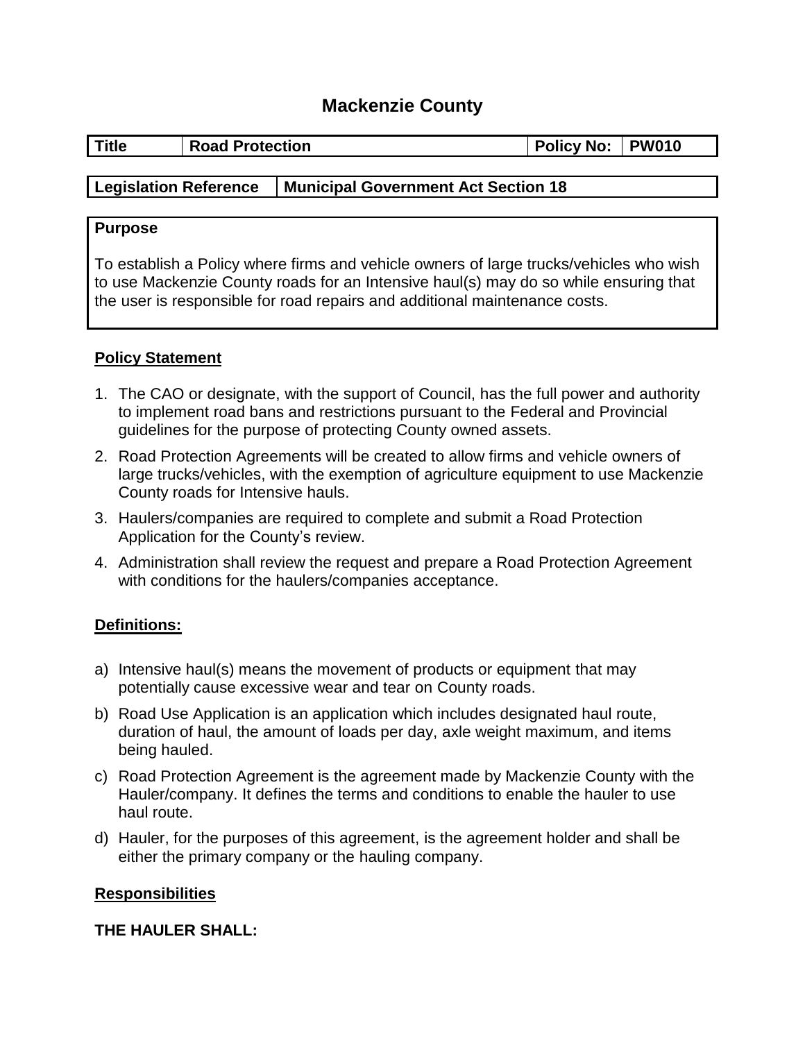# Mackenzie County

| Title | Road Protection | Policy No: | PW010 |
|---|---|---|---|

| Legislation Reference | Municipal Government Act Section 18 |
|---|---|

**Purpose**

To establish a Policy where firms and vehicle owners of large trucks/vehicles who wish to use Mackenzie County roads for an Intensive haul(s) may do so while ensuring that the user is responsible for road repairs and additional maintenance costs.

## Policy Statement

1. The CAO or designate, with the support of Council, has the full power and authority to implement road bans and restrictions pursuant to the Federal and Provincial guidelines for the purpose of protecting County owned assets.
2. Road Protection Agreements will be created to allow firms and vehicle owners of large trucks/vehicles, with the exemption of agriculture equipment to use Mackenzie County roads for Intensive hauls.
3. Haulers/companies are required to complete and submit a Road Protection Application for the County's review.
4. Administration shall review the request and prepare a Road Protection Agreement with conditions for the haulers/companies acceptance.

## Definitions:

a) Intensive haul(s) means the movement of products or equipment that may potentially cause excessive wear and tear on County roads.

b) Road Use Application is an application which includes designated haul route, duration of haul, the amount of loads per day, axle weight maximum, and items being hauled.

c) Road Protection Agreement is the agreement made by Mackenzie County with the Hauler/company. It defines the terms and conditions to enable the hauler to use haul route.

d) Hauler, for the purposes of this agreement, is the agreement holder and shall be either the primary company or the hauling company.

## Responsibilities

**THE HAULER SHALL:**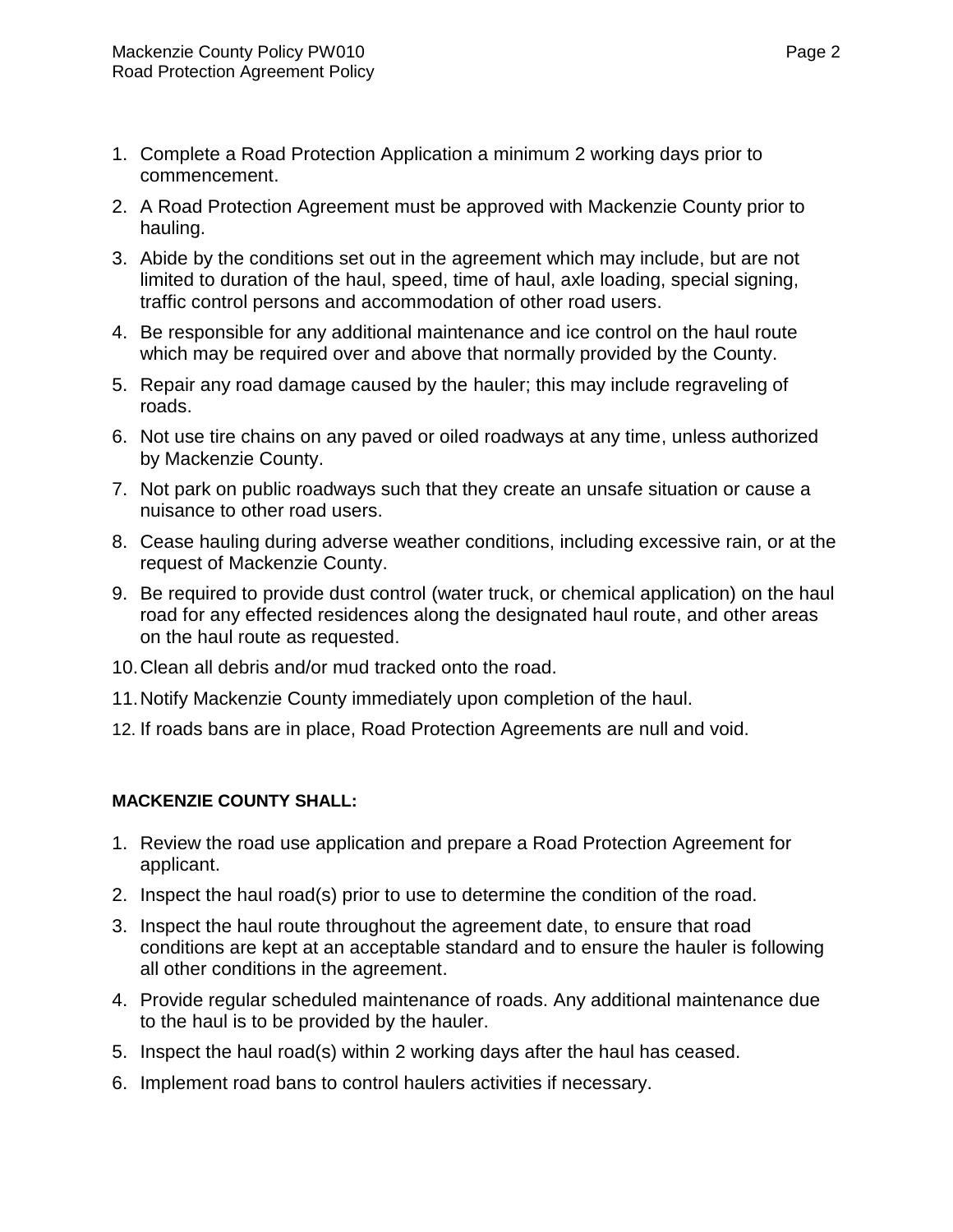1. Complete a Road Protection Application a minimum 2 working days prior to commencement.
2. A Road Protection Agreement must be approved with Mackenzie County prior to hauling.
3. Abide by the conditions set out in the agreement which may include, but are not limited to duration of the haul, speed, time of haul, axle loading, special signing, traffic control persons and accommodation of other road users.
4. Be responsible for any additional maintenance and ice control on the haul route which may be required over and above that normally provided by the County.
5. Repair any road damage caused by the hauler; this may include regraveling of roads.
6. Not use tire chains on any paved or oiled roadways at any time, unless authorized by Mackenzie County.
7. Not park on public roadways such that they create an unsafe situation or cause a nuisance to other road users.
8. Cease hauling during adverse weather conditions, including excessive rain, or at the request of Mackenzie County.
9. Be required to provide dust control (water truck, or chemical application) on the haul road for any effected residences along the designated haul route, and other areas on the haul route as requested.
10. Clean all debris and/or mud tracked onto the road.
11. Notify Mackenzie County immediately upon completion of the haul.
12. If roads bans are in place, Road Protection Agreements are null and void.

**MACKENZIE COUNTY SHALL:**

1. Review the road use application and prepare a Road Protection Agreement for applicant.
2. Inspect the haul road(s) prior to use to determine the condition of the road.
3. Inspect the haul route throughout the agreement date, to ensure that road conditions are kept at an acceptable standard and to ensure the hauler is following all other conditions in the agreement.
4. Provide regular scheduled maintenance of roads. Any additional maintenance due to the haul is to be provided by the hauler.
5. Inspect the haul road(s) within 2 working days after the haul has ceased.
6. Implement road bans to control haulers activities if necessary.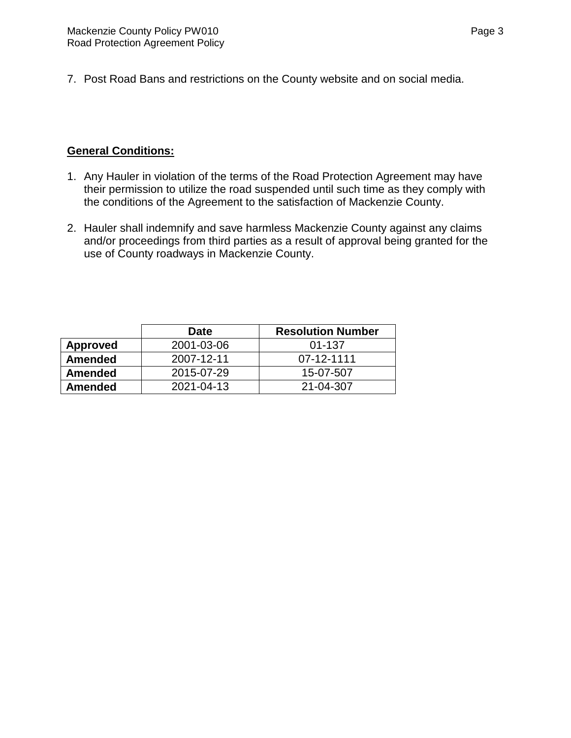7. Post Road Bans and restrictions on the County website and on social media.

**General Conditions:**

1. Any Hauler in violation of the terms of the Road Protection Agreement may have their permission to utilize the road suspended until such time as they comply with the conditions of the Agreement to the satisfaction of Mackenzie County.

2. Hauler shall indemnify and save harmless Mackenzie County against any claims and/or proceedings from third parties as a result of approval being granted for the use of County roadways in Mackenzie County.

| | Date | Resolution Number |
|---|---|---|
| **Approved** | 2001-03-06 | 01-137 |
| **Amended** | 2007-12-11 | 07-12-1111 |
| **Amended** | 2015-07-29 | 15-07-507 |
| **Amended** | 2021-04-13 | 21-04-307 |